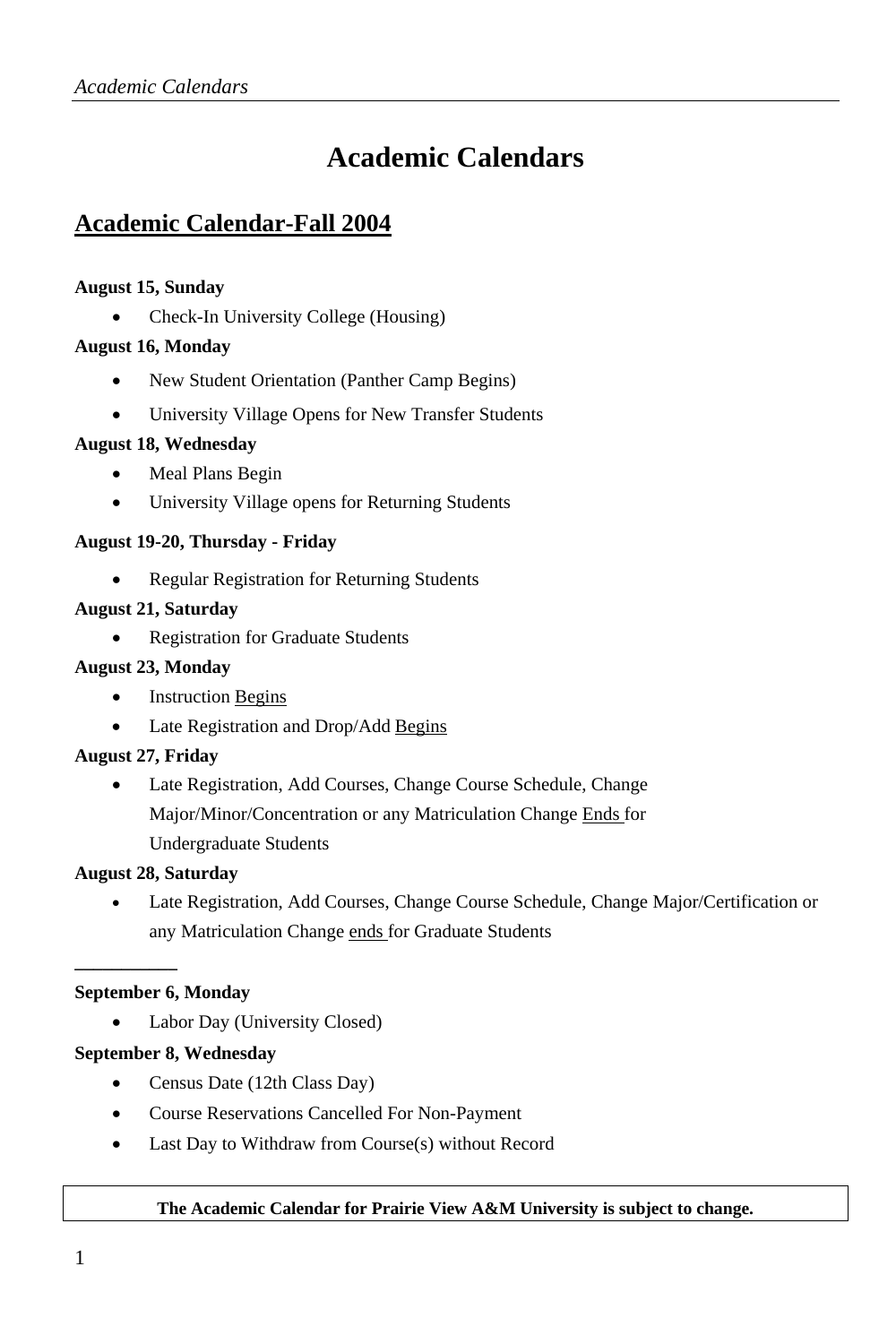# Academic Calendars

## Academic Calendar-Fall 2004

**August 15, Sunday**

- Check-In University College (Housing)

**August 16, Monday**

- New Student Orientation (Panther Camp Begins)
- University Village Opens for New Transfer Students

**August 18, Wednesday**

- Meal Plans Begin
- University Village opens for Returning Students

**August 19-20, Thursday - Friday**

- Regular Registration for Returning Students

**August 21, Saturday**

- Registration for Graduate Students

**August 23, Monday**

- Instruction <u>Begins</u>
- Late Registration and Drop/Add <u>Begins</u>

**August 27, Friday**

- Late Registration, Add Courses, Change Course Schedule, Change Major/Minor/Concentration or any Matriculation Change <u>Ends</u> for Undergraduate Students

**August 28, Saturday**

- Late Registration, Add Courses, Change Course Schedule, Change Major/Certification or any Matriculation Change <u>ends</u> for Graduate Students

---

**September 6, Monday**

- Labor Day (University Closed)

**September 8, Wednesday**

- Census Date (12th Class Day)
- Course Reservations Cancelled For Non-Payment
- Last Day to Withdraw from Course(s) without Record

**The Academic Calendar for Prairie View A&M University is subject to change.**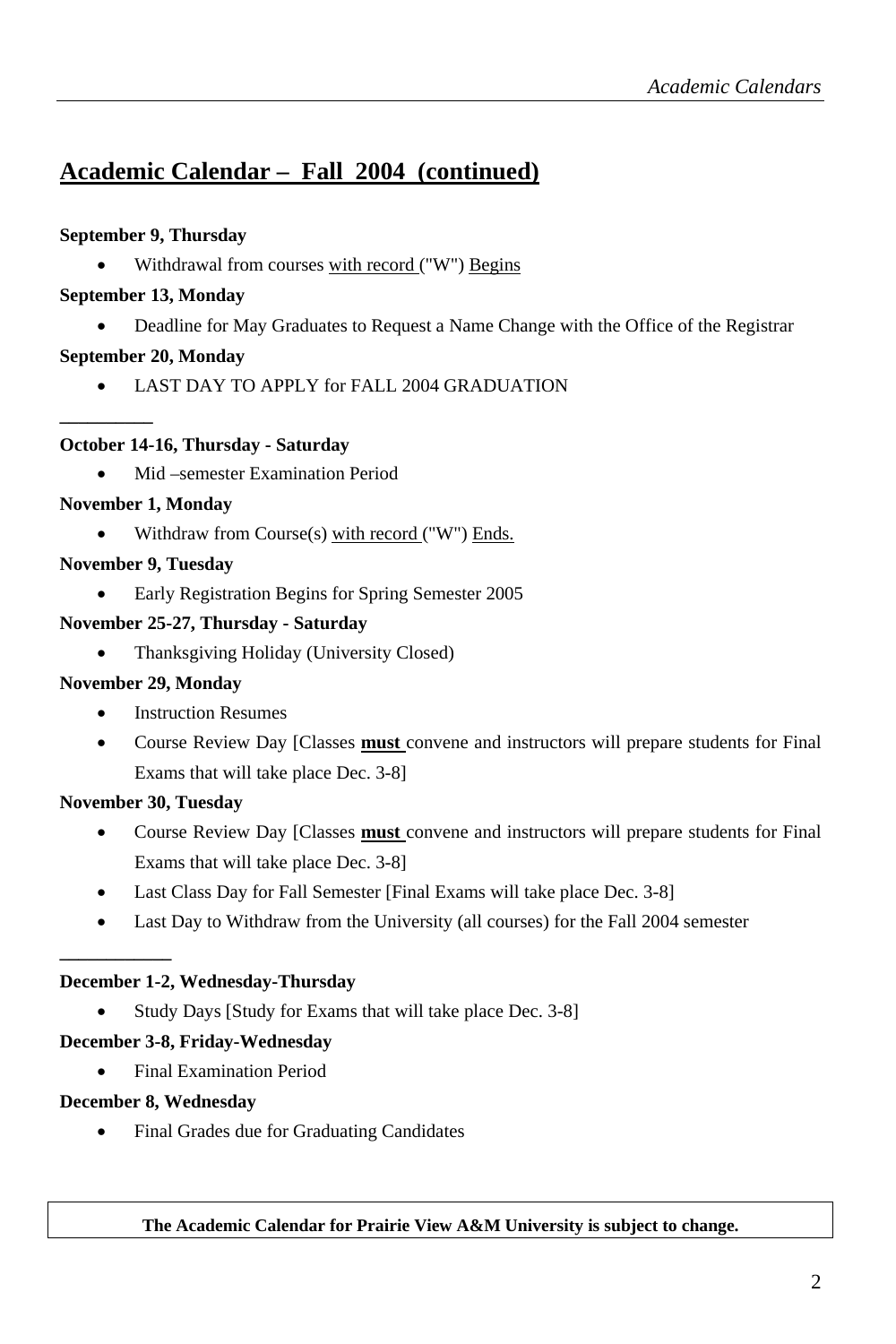## Academic Calendar – Fall 2004 (continued)

**September 9, Thursday**

- Withdrawal from courses with record ("W") Begins

**September 13, Monday**

- Deadline for May Graduates to Request a Name Change with the Office of the Registrar

**September 20, Monday**

- LAST DAY TO APPLY for FALL 2004 GRADUATION

---

**October 14-16, Thursday - Saturday**

- Mid –semester Examination Period

**November 1, Monday**

- Withdraw from Course(s) with record ("W") Ends.

**November 9, Tuesday**

- Early Registration Begins for Spring Semester 2005

**November 25-27, Thursday - Saturday**

- Thanksgiving Holiday (University Closed)

**November 29, Monday**

- Instruction Resumes
- Course Review Day [Classes **must** convene and instructors will prepare students for Final Exams that will take place Dec. 3-8]

**November 30, Tuesday**

- Course Review Day [Classes **must** convene and instructors will prepare students for Final Exams that will take place Dec. 3-8]
- Last Class Day for Fall Semester [Final Exams will take place Dec. 3-8]
- Last Day to Withdraw from the University (all courses) for the Fall 2004 semester

---

**December 1-2, Wednesday-Thursday**

- Study Days [Study for Exams that will take place Dec. 3-8]

**December 3-8, Friday-Wednesday**

- Final Examination Period

**December 8, Wednesday**

- Final Grades due for Graduating Candidates

**The Academic Calendar for Prairie View A&M University is subject to change.**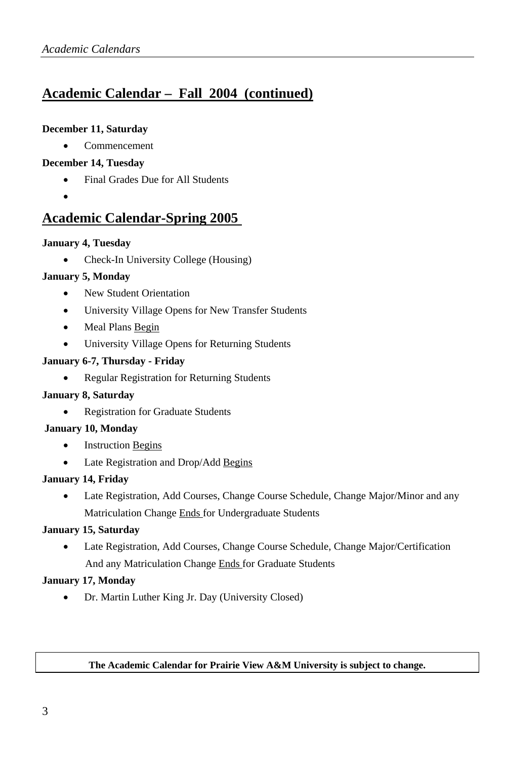## Academic Calendar – Fall 2004 (continued)

**December 11, Saturday**

- Commencement

**December 14, Tuesday**

- Final Grades Due for All Students

## Academic Calendar-Spring 2005

**January 4, Tuesday**

- Check-In University College (Housing)

**January 5, Monday**

- New Student Orientation
- University Village Opens for New Transfer Students
- Meal Plans Begin
- University Village Opens for Returning Students

**January 6-7, Thursday - Friday**

- Regular Registration for Returning Students

**January 8, Saturday**

- Registration for Graduate Students

**January 10, Monday**

- Instruction Begins
- Late Registration and Drop/Add Begins

**January 14, Friday**

- Late Registration, Add Courses, Change Course Schedule, Change Major/Minor and any Matriculation Change Ends for Undergraduate Students

**January 15, Saturday**

- Late Registration, Add Courses, Change Course Schedule, Change Major/Certification And any Matriculation Change Ends for Graduate Students

**January 17, Monday**

- Dr. Martin Luther King Jr. Day (University Closed)

**The Academic Calendar for Prairie View A&M University is subject to change.**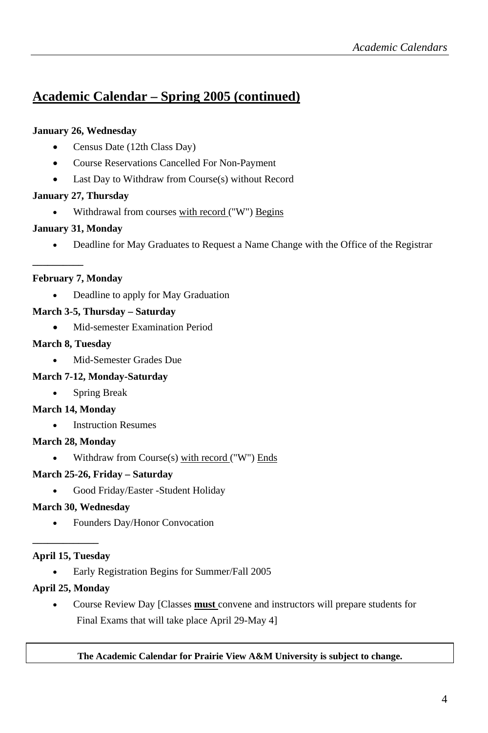## Academic Calendar – Spring 2005 (continued)

**January 26, Wednesday**

- Census Date (12th Class Day)
- Course Reservations Cancelled For Non-Payment
- Last Day to Withdraw from Course(s) without Record

**January 27, Thursday**

- Withdrawal from courses <u>with record</u> ("W") <u>Begins</u>

**January 31, Monday**

- Deadline for May Graduates to Request a Name Change with the Office of the Registrar

---

**February 7, Monday**

- Deadline to apply for May Graduation

**March 3-5, Thursday – Saturday**

- Mid-semester Examination Period

**March 8, Tuesday**

- Mid-Semester Grades Due

**March 7-12, Monday-Saturday**

- Spring Break

**March 14, Monday**

- Instruction Resumes

**March 28, Monday**

- Withdraw from Course(s) <u>with record</u> ("W") <u>Ends</u>

**March 25-26, Friday – Saturday**

- Good Friday/Easter -Student Holiday

**March 30, Wednesday**

- Founders Day/Honor Convocation

---

**April 15, Tuesday**

- Early Registration Begins for Summer/Fall 2005

**April 25, Monday**

- Course Review Day [Classes **<u>must</u>** convene and instructors will prepare students for Final Exams that will take place April 29-May 4]

**The Academic Calendar for Prairie View A&M University is subject to change.**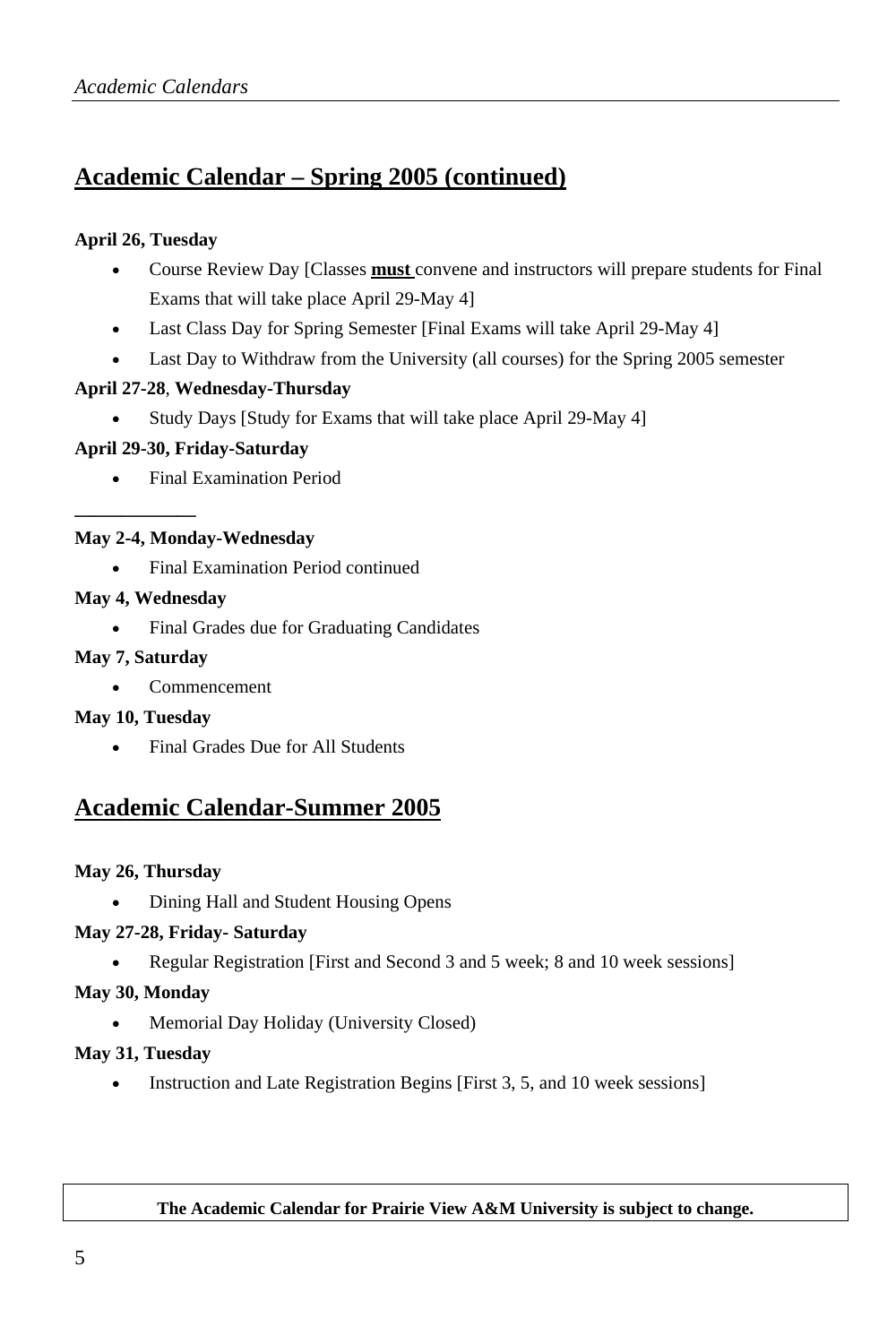## Academic Calendar – Spring 2005 (continued)

**April 26, Tuesday**

- Course Review Day [Classes **must** convene and instructors will prepare students for Final Exams that will take place April 29-May 4]
- Last Class Day for Spring Semester [Final Exams will take April 29-May 4]
- Last Day to Withdraw from the University (all courses) for the Spring 2005 semester

**April 27-28**, **Wednesday-Thursday**

- Study Days [Study for Exams that will take place April 29-May 4]

**April 29-30, Friday-Saturday**

- Final Examination Period

---

**May 2-4, Monday-Wednesday**

- Final Examination Period continued

**May 4, Wednesday**

- Final Grades due for Graduating Candidates

**May 7, Saturday**

- Commencement

**May 10, Tuesday**

- Final Grades Due for All Students

## Academic Calendar-Summer 2005

**May 26, Thursday**

- Dining Hall and Student Housing Opens

**May 27-28, Friday- Saturday**

- Regular Registration [First and Second 3 and 5 week; 8 and 10 week sessions]

**May 30, Monday**

- Memorial Day Holiday (University Closed)

**May 31, Tuesday**

- Instruction and Late Registration Begins [First 3, 5, and 10 week sessions]

**The Academic Calendar for Prairie View A&M University is subject to change.**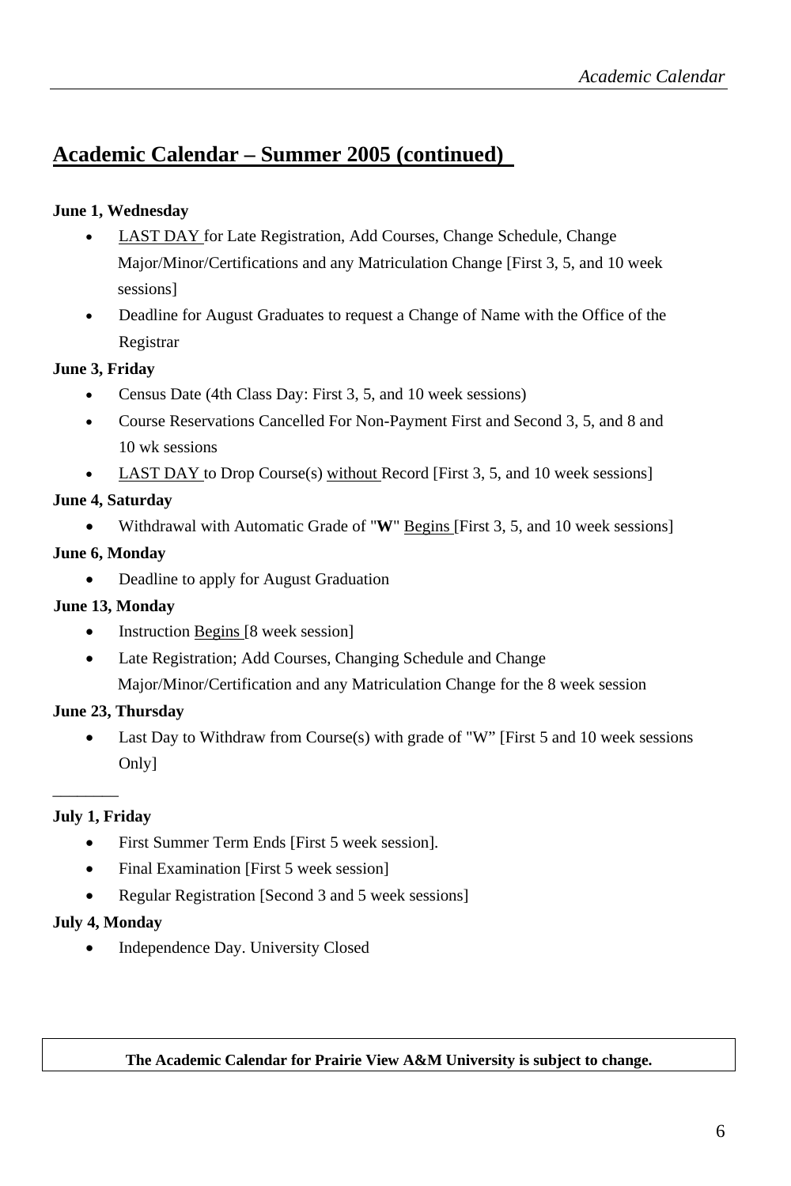## Academic Calendar – Summer 2005 (continued)

**June 1, Wednesday**

- LAST DAY for Late Registration, Add Courses, Change Schedule, Change Major/Minor/Certifications and any Matriculation Change [First 3, 5, and 10 week sessions]
- Deadline for August Graduates to request a Change of Name with the Office of the Registrar

**June 3, Friday**

- Census Date (4th Class Day: First 3, 5, and 10 week sessions)
- Course Reservations Cancelled For Non-Payment First and Second 3, 5, and 8 and 10 wk sessions
- LAST DAY to Drop Course(s) without Record [First 3, 5, and 10 week sessions]

**June 4, Saturday**

- Withdrawal with Automatic Grade of "**W**" Begins [First 3, 5, and 10 week sessions]

**June 6, Monday**

- Deadline to apply for August Graduation

**June 13, Monday**

- Instruction Begins [8 week session]
- Late Registration; Add Courses, Changing Schedule and Change Major/Minor/Certification and any Matriculation Change for the 8 week session

**June 23, Thursday**

- Last Day to Withdraw from Course(s) with grade of "W" [First 5 and 10 week sessions Only]

---

**July 1, Friday**

- First Summer Term Ends [First 5 week session].
- Final Examination [First 5 week session]
- Regular Registration [Second 3 and 5 week sessions]

**July 4, Monday**

- Independence Day. University Closed

**The Academic Calendar for Prairie View A&M University is subject to change.**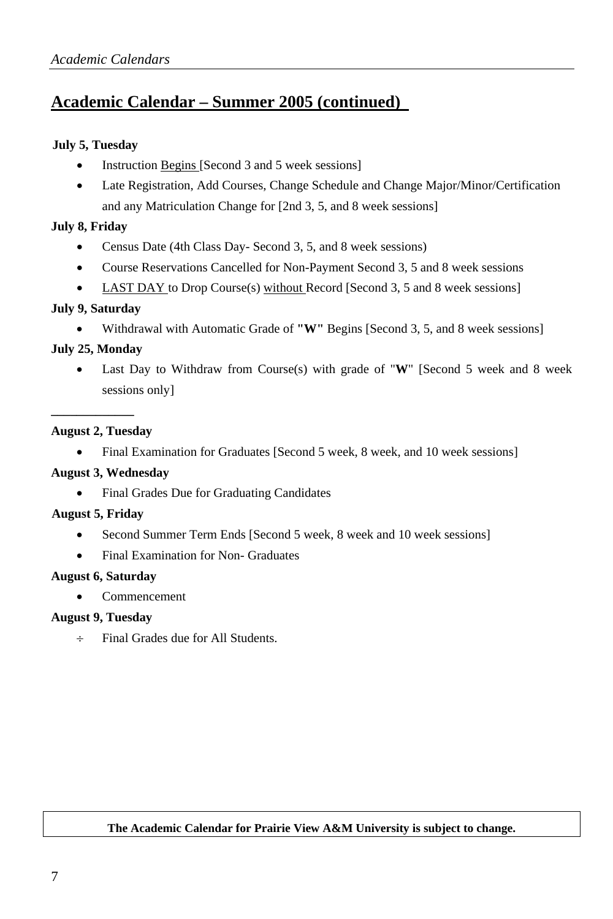## Academic Calendar – Summer 2005 (continued)

**July 5, Tuesday**

- Instruction Begins [Second 3 and 5 week sessions]
- Late Registration, Add Courses, Change Schedule and Change Major/Minor/Certification and any Matriculation Change for [2nd 3, 5, and 8 week sessions]

**July 8, Friday**

- Census Date (4th Class Day- Second 3, 5, and 8 week sessions)
- Course Reservations Cancelled for Non-Payment Second 3, 5 and 8 week sessions
- LAST DAY to Drop Course(s) without Record [Second 3, 5 and 8 week sessions]

**July 9, Saturday**

- Withdrawal with Automatic Grade of **"W"** Begins [Second 3, 5, and 8 week sessions]

**July 25, Monday**

- Last Day to Withdraw from Course(s) with grade of "**W**" [Second 5 week and 8 week sessions only]

---

**August 2, Tuesday**

- Final Examination for Graduates [Second 5 week, 8 week, and 10 week sessions]

**August 3, Wednesday**

- Final Grades Due for Graduating Candidates

**August 5, Friday**

- Second Summer Term Ends [Second 5 week, 8 week and 10 week sessions]
- Final Examination for Non- Graduates

**August 6, Saturday**

- Commencement

**August 9, Tuesday**

- Final Grades due for All Students.

**The Academic Calendar for Prairie View A&M University is subject to change.**